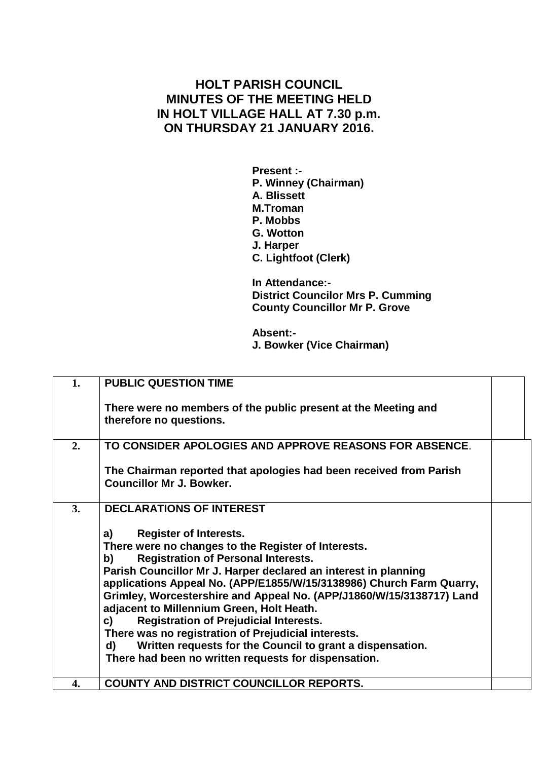# HOLT PARISH COUNCIL
# MINUTES OF THE MEETING HELD
# IN HOLT VILLAGE HALL AT 7.30 p.m.
# ON THURSDAY 21 JANUARY 2016.

**Present :-**
**P. Winney (Chairman)**
**A. Blissett**
**M.Troman**
**P. Mobbs**
**G. Wotton**
**J. Harper**
**C. Lightfoot (Clerk)**

**In Attendance:-**
**District Councilor Mrs P. Cumming**
**County Councillor Mr P. Grove**

**Absent:-**
**J. Bowker (Vice Chairman)**

| | | |
|---|---|---|
| **1.** | **PUBLIC QUESTION TIME**<br><br>**There were no members of the public present at the Meeting and therefore no questions.** | |
| **2.** | **TO CONSIDER APOLOGIES AND APPROVE REASONS FOR ABSENCE.**<br><br>**The Chairman reported that apologies had been received from Parish Councillor Mr J. Bowker.** | |
| **3.** | **DECLARATIONS OF INTEREST**<br><br>**a) Register of Interests.**<br>**There were no changes to the Register of Interests.**<br>**b) Registration of Personal Interests.**<br>**Parish Councillor Mr J. Harper declared an interest in planning applications Appeal No. (APP/E1855/W/15/3138986) Church Farm Quarry, Grimley, Worcestershire and Appeal No. (APP/J1860/W/15/3138717) Land adjacent to Millennium Green, Holt Heath.**<br>**c) Registration of Prejudicial Interests.**<br>**There was no registration of Prejudicial interests.**<br>**d) Written requests for the Council to grant a dispensation.**<br>**There had been no written requests for dispensation.** | |
| **4.** | **COUNTY AND DISTRICT COUNCILLOR REPORTS.** | |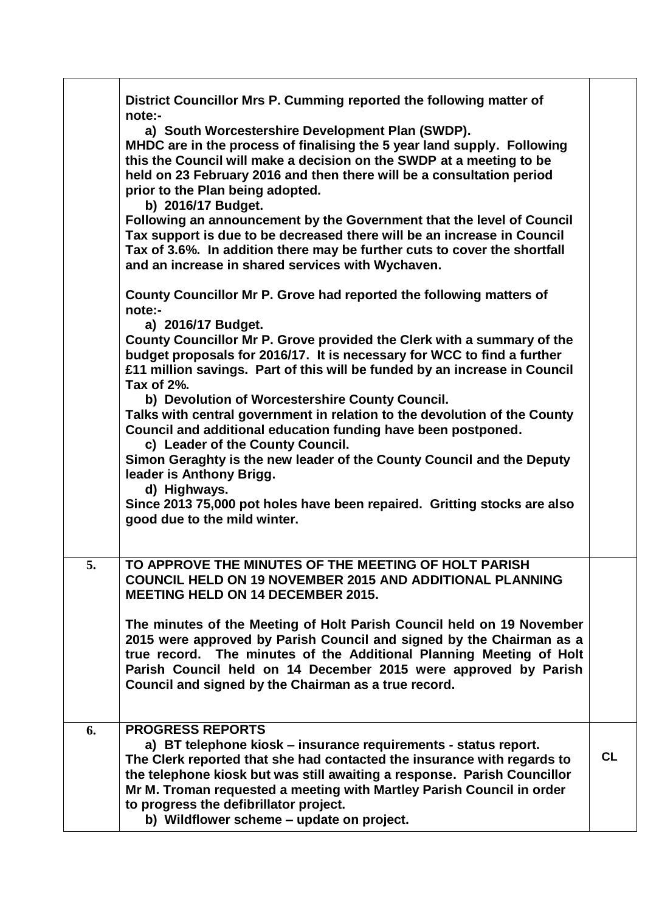| | | |
|---|---|---|
| | **District Councillor Mrs P. Cumming reported the following matter of note:-**<br>**a) South Worcestershire Development Plan (SWDP).**<br>**MHDC are in the process of finalising the 5 year land supply. Following this the Council will make a decision on the SWDP at a meeting to be held on 23 February 2016 and then there will be a consultation period prior to the Plan being adopted.**<br>**b) 2016/17 Budget.**<br>**Following an announcement by the Government that the level of Council Tax support is due to be decreased there will be an increase in Council Tax of 3.6%. In addition there may be further cuts to cover the shortfall and an increase in shared services with Wychaven.**<br><br>**County Councillor Mr P. Grove had reported the following matters of note:-**<br>**a) 2016/17 Budget.**<br>**County Councillor Mr P. Grove provided the Clerk with a summary of the budget proposals for 2016/17. It is necessary for WCC to find a further £11 million savings. Part of this will be funded by an increase in Council Tax of 2%.**<br>**b) Devolution of Worcestershire County Council.**<br>**Talks with central government in relation to the devolution of the County Council and additional education funding have been postponed.**<br>**c) Leader of the County Council.**<br>**Simon Geraghty is the new leader of the County Council and the Deputy leader is Anthony Brigg.**<br>**d) Highways.**<br>**Since 2013 75,000 pot holes have been repaired. Gritting stocks are also good due to the mild winter.** | |
| **5.** | **TO APPROVE THE MINUTES OF THE MEETING OF HOLT PARISH COUNCIL HELD ON 19 NOVEMBER 2015 AND ADDITIONAL PLANNING MEETING HELD ON 14 DECEMBER 2015.**<br><br>**The minutes of the Meeting of Holt Parish Council held on 19 November 2015 were approved by Parish Council and signed by the Chairman as a true record. The minutes of the Additional Planning Meeting of Holt Parish Council held on 14 December 2015 were approved by Parish Council and signed by the Chairman as a true record.** | |
| **6.** | **PROGRESS REPORTS**<br>**a) BT telephone kiosk – insurance requirements - status report.**<br>**The Clerk reported that she had contacted the insurance with regards to the telephone kiosk but was still awaiting a response. Parish Councillor Mr M. Troman requested a meeting with Martley Parish Council in order to progress the defibrillator project.**<br>**b) Wildflower scheme – update on project.** | **CL** |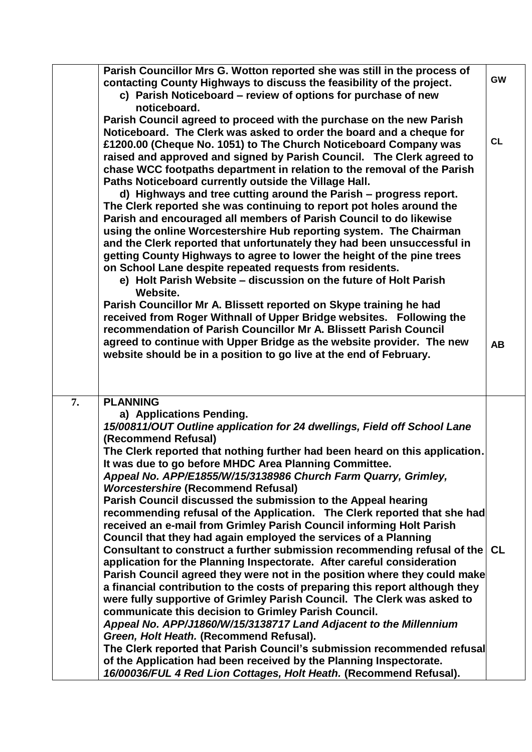| | | |
|---|---|---|
| | **Parish Councillor Mrs G. Wotton reported she was still in the process of contacting County Highways to discuss the feasibility of the project.**<br>**c) Parish Noticeboard – review of options for purchase of new noticeboard.**<br>**Parish Council agreed to proceed with the purchase on the new Parish Noticeboard. The Clerk was asked to order the board and a cheque for £1200.00 (Cheque No. 1051) to The Church Noticeboard Company was raised and approved and signed by Parish Council. The Clerk agreed to chase WCC footpaths department in relation to the removal of the Parish Paths Noticeboard currently outside the Village Hall.**<br>**d) Highways and tree cutting around the Parish – progress report.**<br>**The Clerk reported she was continuing to report pot holes around the Parish and encouraged all members of Parish Council to do likewise using the online Worcestershire Hub reporting system. The Chairman and the Clerk reported that unfortunately they had been unsuccessful in getting County Highways to agree to lower the height of the pine trees on School Lane despite repeated requests from residents.**<br>**e) Holt Parish Website – discussion on the future of Holt Parish Website.**<br>**Parish Councillor Mr A. Blissett reported on Skype training he had received from Roger Withnall of Upper Bridge websites. Following the recommendation of Parish Councillor Mr A. Blissett Parish Council agreed to continue with Upper Bridge as the website provider. The new website should be in a position to go live at the end of February.** | **GW**<br><br>**CL**<br><br>**AB** |
| **7.** | **PLANNING**<br>**a) Applications Pending.**<br>***15/00811/OUT Outline application for 24 dwellings, Field off School Lane*** **(Recommend Refusal)**<br>**The Clerk reported that nothing further had been heard on this application. It was due to go before MHDC Area Planning Committee.**<br>***Appeal No. APP/E1855/W/15/3138986 Church Farm Quarry, Grimley, Worcestershire*** **(Recommend Refusal)**<br>**Parish Council discussed the submission to the Appeal hearing recommending refusal of the Application. The Clerk reported that she had received an e-mail from Grimley Parish Council informing Holt Parish Council that they had again employed the services of a Planning Consultant to construct a further submission recommending refusal of the application for the Planning Inspectorate. After careful consideration Parish Council agreed they were not in the position where they could make a financial contribution to the costs of preparing this report although they were fully supportive of Grimley Parish Council. The Clerk was asked to communicate this decision to Grimley Parish Council.**<br>***Appeal No. APP/J1860/W/15/3138717 Land Adjacent to the Millennium Green, Holt Heath.*** **(Recommend Refusal).**<br>**The Clerk reported that Parish Council's submission recommended refusal of the Application had been received by the Planning Inspectorate.**<br>***16/00036/FUL 4 Red Lion Cottages, Holt Heath.*** **(Recommend Refusal).** | **CL** |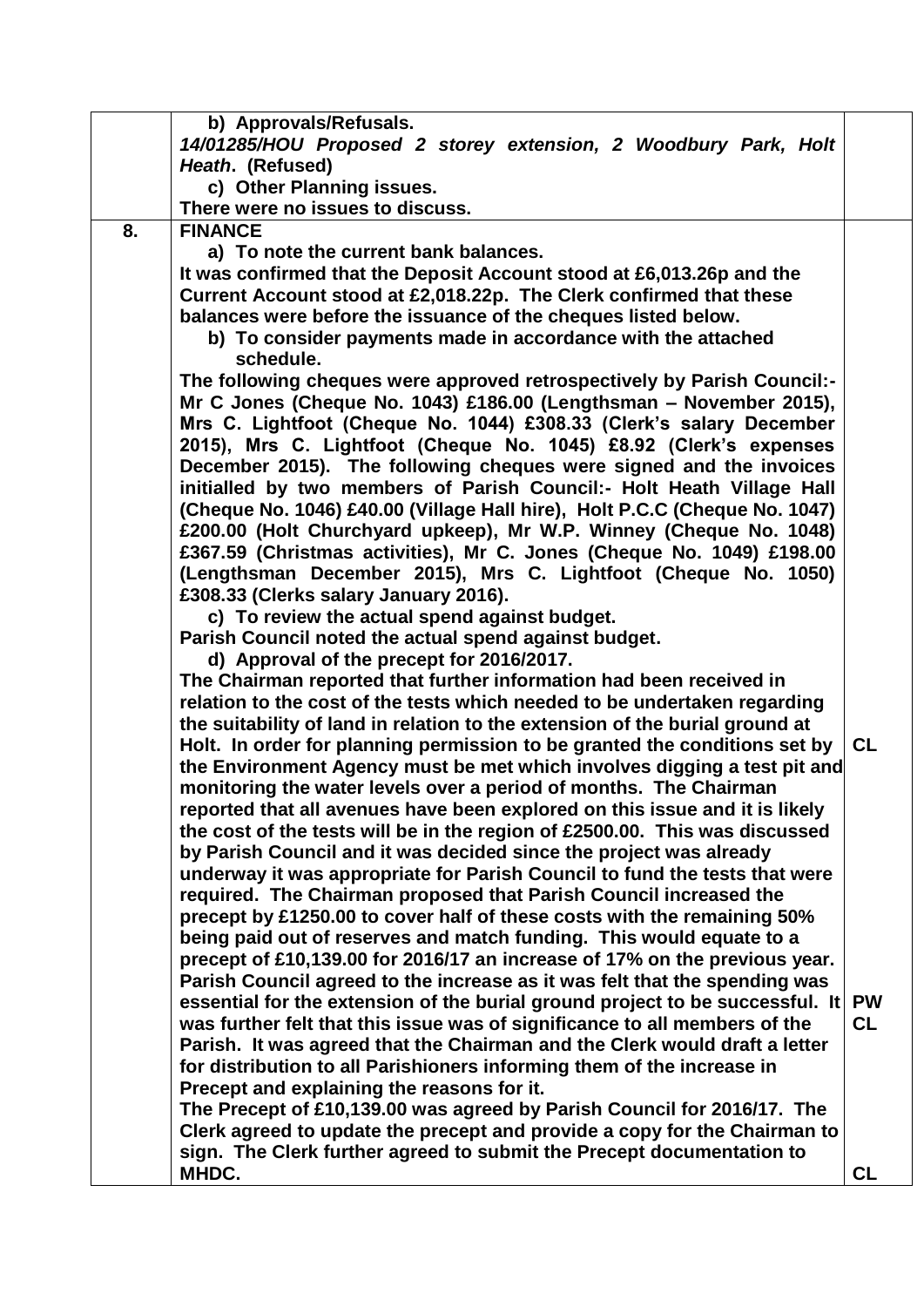| | | |
|---|---|---|
| | **b) Approvals/Refusals.**<br>***14/01285/HOU Proposed 2 storey extension, 2 Woodbury Park, Holt Heath*. (Refused)**<br>**c) Other Planning issues.**<br>**There were no issues to discuss.** | |
| **8.** | **FINANCE**<br>**a) To note the current bank balances.**<br>**It was confirmed that the Deposit Account stood at £6,013.26p and the Current Account stood at £2,018.22p. The Clerk confirmed that these balances were before the issuance of the cheques listed below.**<br>**b) To consider payments made in accordance with the attached schedule.**<br>**The following cheques were approved retrospectively by Parish Council:- Mr C Jones (Cheque No. 1043) £186.00 (Lengthsman – November 2015), Mrs C. Lightfoot (Cheque No. 1044) £308.33 (Clerk's salary December 2015), Mrs C. Lightfoot (Cheque No. 1045) £8.92 (Clerk's expenses December 2015). The following cheques were signed and the invoices initialled by two members of Parish Council:- Holt Heath Village Hall (Cheque No. 1046) £40.00 (Village Hall hire), Holt P.C.C (Cheque No. 1047) £200.00 (Holt Churchyard upkeep), Mr W.P. Winney (Cheque No. 1048) £367.59 (Christmas activities), Mr C. Jones (Cheque No. 1049) £198.00 (Lengthsman December 2015), Mrs C. Lightfoot (Cheque No. 1050) £308.33 (Clerks salary January 2016).**<br>**c) To review the actual spend against budget.**<br>**Parish Council noted the actual spend against budget.**<br>**d) Approval of the precept for 2016/2017.**<br>**The Chairman reported that further information had been received in relation to the cost of the tests which needed to be undertaken regarding the suitability of land in relation to the extension of the burial ground at Holt. In order for planning permission to be granted the conditions set by the Environment Agency must be met which involves digging a test pit and monitoring the water levels over a period of months. The Chairman reported that all avenues have been explored on this issue and it is likely the cost of the tests will be in the region of £2500.00. This was discussed by Parish Council and it was decided since the project was already underway it was appropriate for Parish Council to fund the tests that were required. The Chairman proposed that Parish Council increased the precept by £1250.00 to cover half of these costs with the remaining 50% being paid out of reserves and match funding. This would equate to a precept of £10,139.00 for 2016/17 an increase of 17% on the previous year. Parish Council agreed to the increase as it was felt that the spending was essential for the extension of the burial ground project to be successful. It was further felt that this issue was of significance to all members of the Parish. It was agreed that the Chairman and the Clerk would draft a letter for distribution to all Parishioners informing them of the increase in Precept and explaining the reasons for it.**<br>**The Precept of £10,139.00 was agreed by Parish Council for 2016/17. The Clerk agreed to update the precept and provide a copy for the Chairman to sign. The Clerk further agreed to submit the Precept documentation to MHDC.** | **CL**<br><br>**PW**<br>**CL**<br><br>**CL** |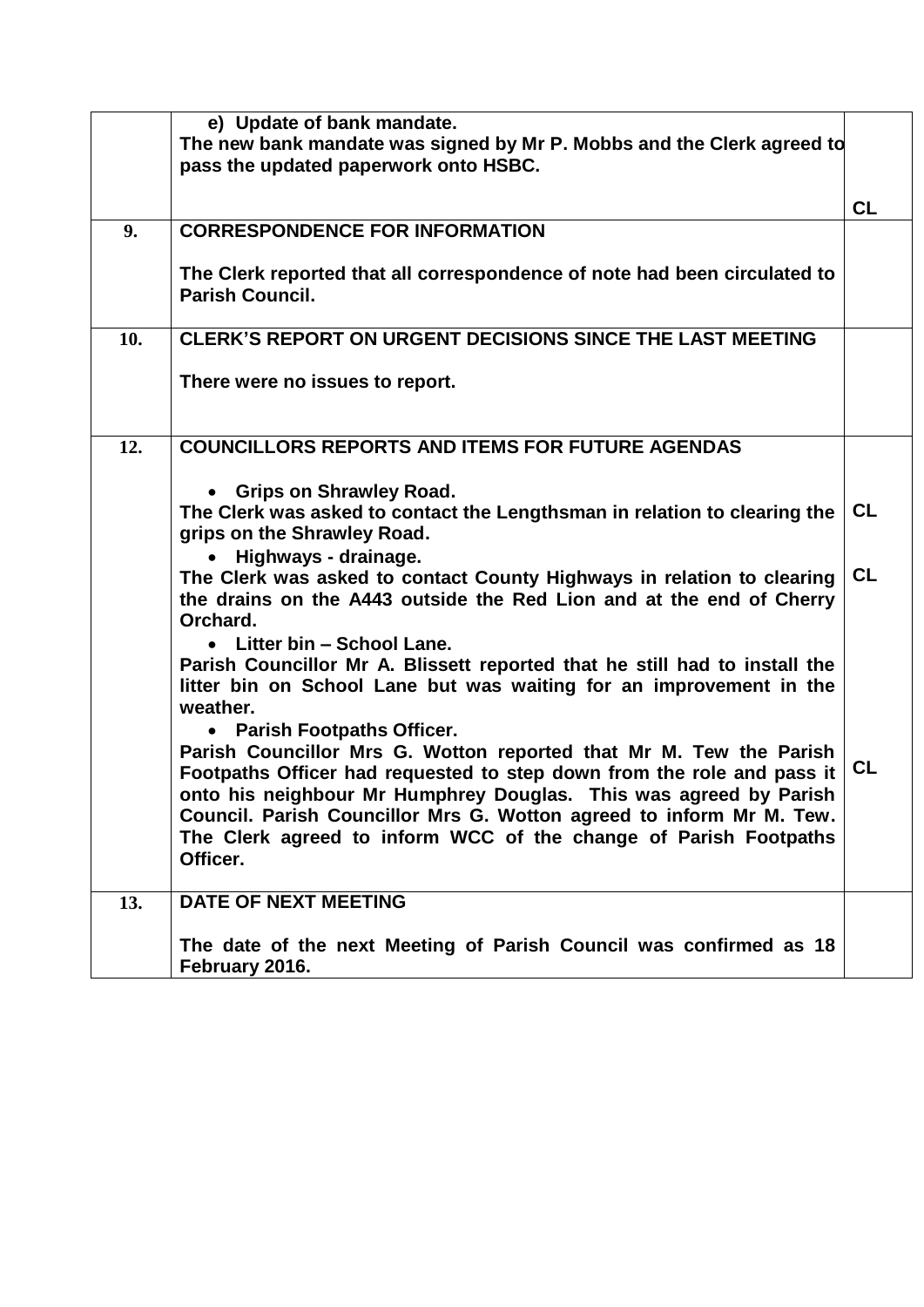| | | |
|---|---|---|
| | **e) Update of bank mandate.**<br>**The new bank mandate was signed by Mr P. Mobbs and the Clerk agreed to pass the updated paperwork onto HSBC.** | **CL** |
| **9.** | **CORRESPONDENCE FOR INFORMATION**<br><br>**The Clerk reported that all correspondence of note had been circulated to Parish Council.** | |
| **10.** | **CLERK'S REPORT ON URGENT DECISIONS SINCE THE LAST MEETING**<br><br>**There were no issues to report.** | |
| **12.** | **COUNCILLORS REPORTS AND ITEMS FOR FUTURE AGENDAS**<br><br>• **Grips on Shrawley Road.**<br>**The Clerk was asked to contact the Lengthsman in relation to clearing the grips on the Shrawley Road.**<br>• **Highways - drainage.**<br>**The Clerk was asked to contact County Highways in relation to clearing the drains on the A443 outside the Red Lion and at the end of Cherry Orchard.**<br>• **Litter bin – School Lane.**<br>**Parish Councillor Mr A. Blissett reported that he still had to install the litter bin on School Lane but was waiting for an improvement in the weather.**<br>• **Parish Footpaths Officer.**<br>**Parish Councillor Mrs G. Wotton reported that Mr M. Tew the Parish Footpaths Officer had requested to step down from the role and pass it onto his neighbour Mr Humphrey Douglas. This was agreed by Parish Council. Parish Councillor Mrs G. Wotton agreed to inform Mr M. Tew. The Clerk agreed to inform WCC of the change of Parish Footpaths Officer.** | **CL**<br><br>**CL**<br><br>**CL** |
| **13.** | **DATE OF NEXT MEETING**<br><br>**The date of the next Meeting of Parish Council was confirmed as 18 February 2016.** | |